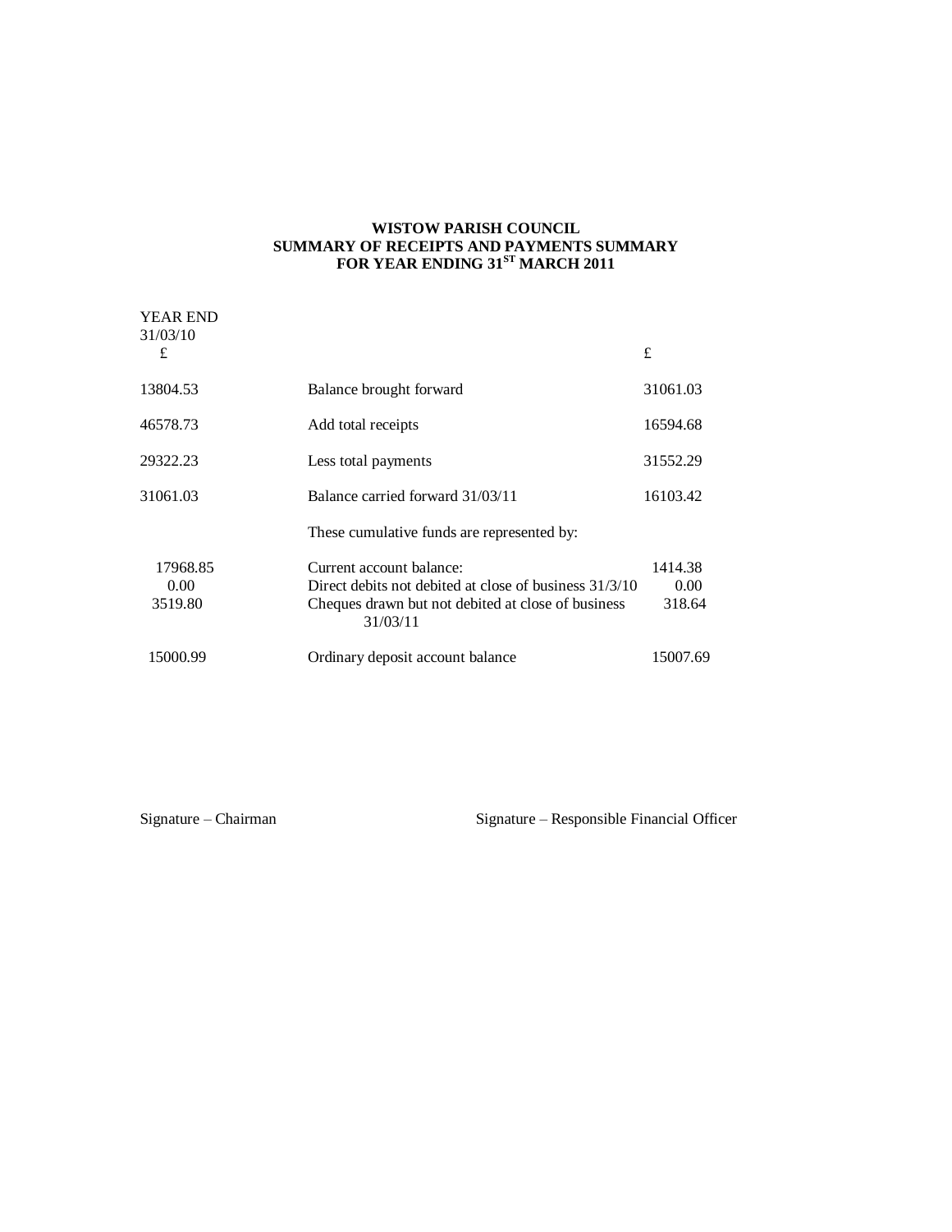**WISTOW PARISH COUNCIL**
**SUMMARY OF RECEIPTS AND PAYMENTS SUMMARY**
**FOR YEAR ENDING 31[ST] MARCH 2011**

| YEAR END 31/03/10 £ | | £ |
|---|---|---|
| 13804.53 | Balance brought forward | 31061.03 |
| 46578.73 | Add total receipts | 16594.68 |
| 29322.23 | Less total payments | 31552.29 |
| 31061.03 | Balance carried forward 31/03/11 | 16103.42 |
| | These cumulative funds are represented by: | |
| 17968.85 | Current account balance: | 1414.38 |
| 0.00 | Direct debits not debited at close of business 31/3/10 | 0.00 |
| 3519.80 | Cheques drawn but not debited at close of business 31/03/11 | 318.64 |
| 15000.99 | Ordinary deposit account balance | 15007.69 |

Signature – Chairman

Signature – Responsible Financial Officer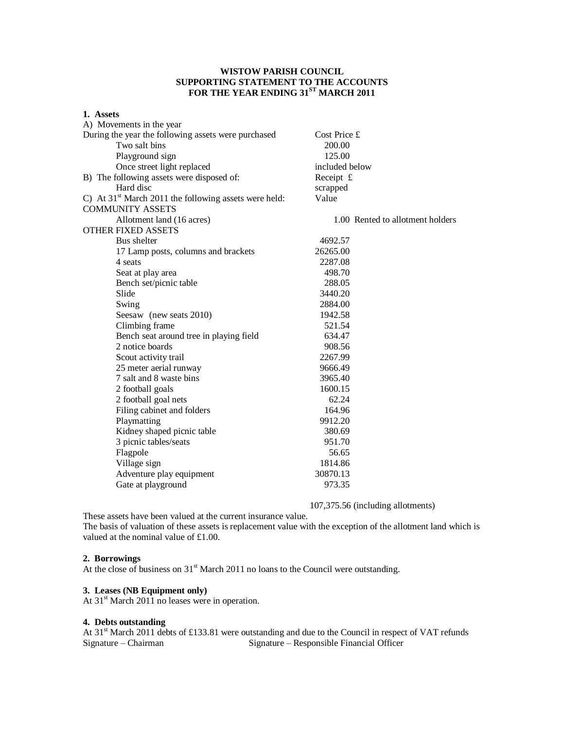**WISTOW PARISH COUNCIL**
**SUPPORTING STATEMENT TO THE ACCOUNTS**
**FOR THE YEAR ENDING 31ST MARCH 2011**

**1. Assets**

A) Movements in the year

| During the year the following assets were purchased | Cost Price £ | |
|---|---|---|
| Two salt bins | 200.00 | |
| Playground sign | 125.00 | |
| Once street light replaced | included below | |
| B) The following assets were disposed of: | Receipt £ | |
| Hard disc | scrapped | |
| C) At 31st March 2011 the following assets were held: | Value | |
| COMMUNITY ASSETS | | |
| Allotment land (16 acres) | 1.00 | Rented to allotment holders |
| OTHER FIXED ASSETS | | |
| Bus shelter | 4692.57 | |
| 17 Lamp posts, columns and brackets | 26265.00 | |
| 4 seats | 2287.08 | |
| Seat at play area | 498.70 | |
| Bench set/picnic table | 288.05 | |
| Slide | 3440.20 | |
| Swing | 2884.00 | |
| Seesaw (new seats 2010) | 1942.58 | |
| Climbing frame | 521.54 | |
| Bench seat around tree in playing field | 634.47 | |
| 2 notice boards | 908.56 | |
| Scout activity trail | 2267.99 | |
| 25 meter aerial runway | 9666.49 | |
| 7 salt and 8 waste bins | 3965.40 | |
| 2 football goals | 1600.15 | |
| 2 football goal nets | 62.24 | |
| Filing cabinet and folders | 164.96 | |
| Playmatting | 9912.20 | |
| Kidney shaped picnic table | 380.69 | |
| 3 picnic tables/seats | 951.70 | |
| Flagpole | 56.65 | |
| Village sign | 1814.86 | |
| Adventure play equipment | 30870.13 | |
| Gate at playground | 973.35 | |
| | 107,375.56 (including allotments) | |

These assets have been valued at the current insurance value.
The basis of valuation of these assets is replacement value with the exception of the allotment land which is valued at the nominal value of £1.00.

**2. Borrowings**

At the close of business on 31st March 2011 no loans to the Council were outstanding.

**3. Leases (NB Equipment only)**

At 31st March 2011 no leases were in operation.

**4. Debts outstanding**

At 31st March 2011 debts of £133.81 were outstanding and due to the Council in respect of VAT refunds

Signature – Chairman Signature – Responsible Financial Officer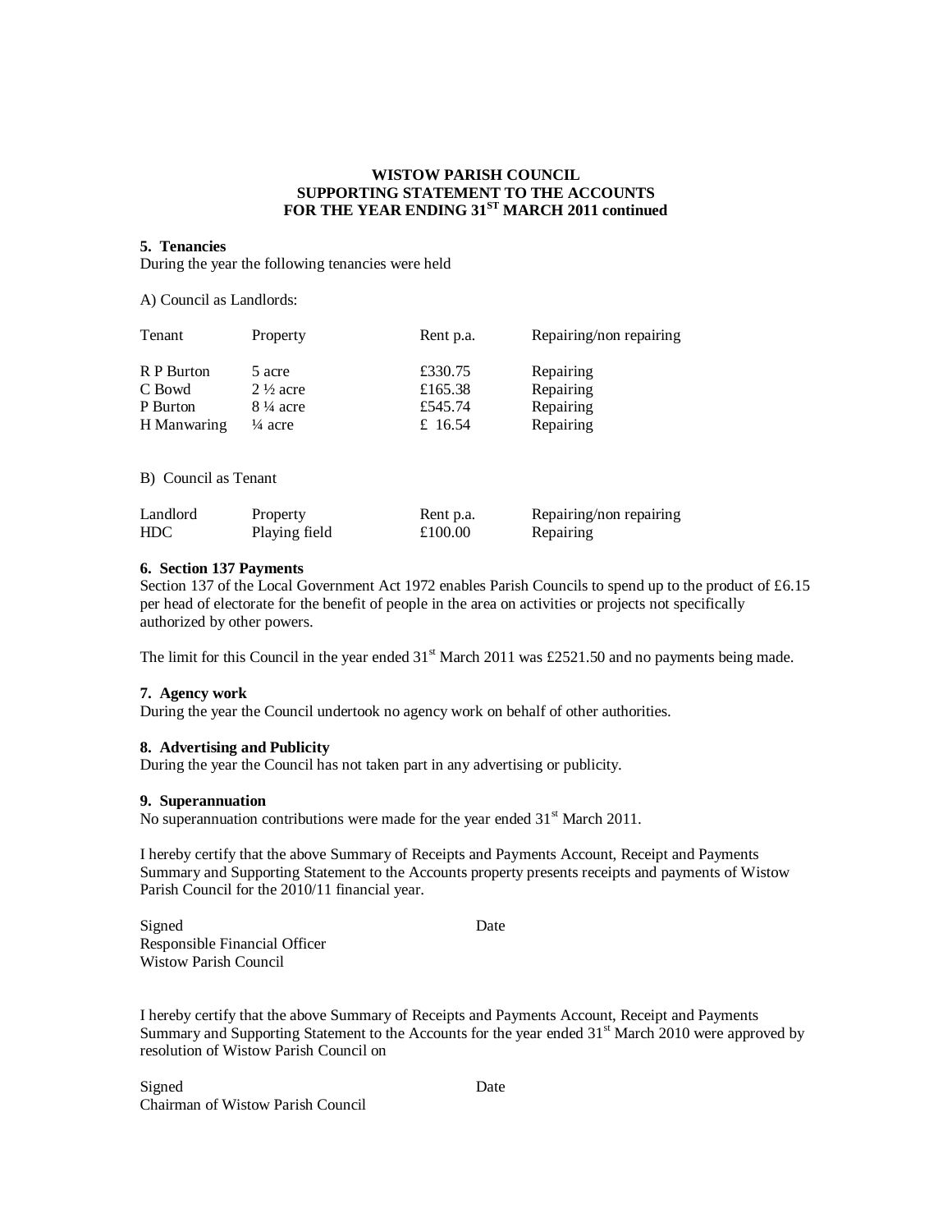**WISTOW PARISH COUNCIL**
**SUPPORTING STATEMENT TO THE ACCOUNTS**
**FOR THE YEAR ENDING 31ST MARCH 2011 continued**

**5. Tenancies**

During the year the following tenancies were held

A) Council as Landlords:

| Tenant | Property | Rent p.a. | Repairing/non repairing |
|---|---|---|---|
| R P Burton | 5 acre | £330.75 | Repairing |
| C Bowd | 2 ½ acre | £165.38 | Repairing |
| P Burton | 8 ¼ acre | £545.74 | Repairing |
| H Manwaring | ¼ acre | £ 16.54 | Repairing |

B) Council as Tenant

| Landlord | Property | Rent p.a. | Repairing/non repairing |
|---|---|---|---|
| HDC | Playing field | £100.00 | Repairing |

**6. Section 137 Payments**

Section 137 of the Local Government Act 1972 enables Parish Councils to spend up to the product of £6.15 per head of electorate for the benefit of people in the area on activities or projects not specifically authorized by other powers.

The limit for this Council in the year ended 31st March 2011 was £2521.50 and no payments being made.

**7. Agency work**

During the year the Council undertook no agency work on behalf of other authorities.

**8. Advertising and Publicity**

During the year the Council has not taken part in any advertising or publicity.

**9. Superannuation**

No superannuation contributions were made for the year ended 31st March 2011.

I hereby certify that the above Summary of Receipts and Payments Account, Receipt and Payments Summary and Supporting Statement to the Accounts property presents receipts and payments of Wistow Parish Council for the 2010/11 financial year.

Signed Date

Responsible Financial Officer
Wistow Parish Council

I hereby certify that the above Summary of Receipts and Payments Account, Receipt and Payments Summary and Supporting Statement to the Accounts for the year ended 31st March 2010 were approved by resolution of Wistow Parish Council on

Signed Date

Chairman of Wistow Parish Council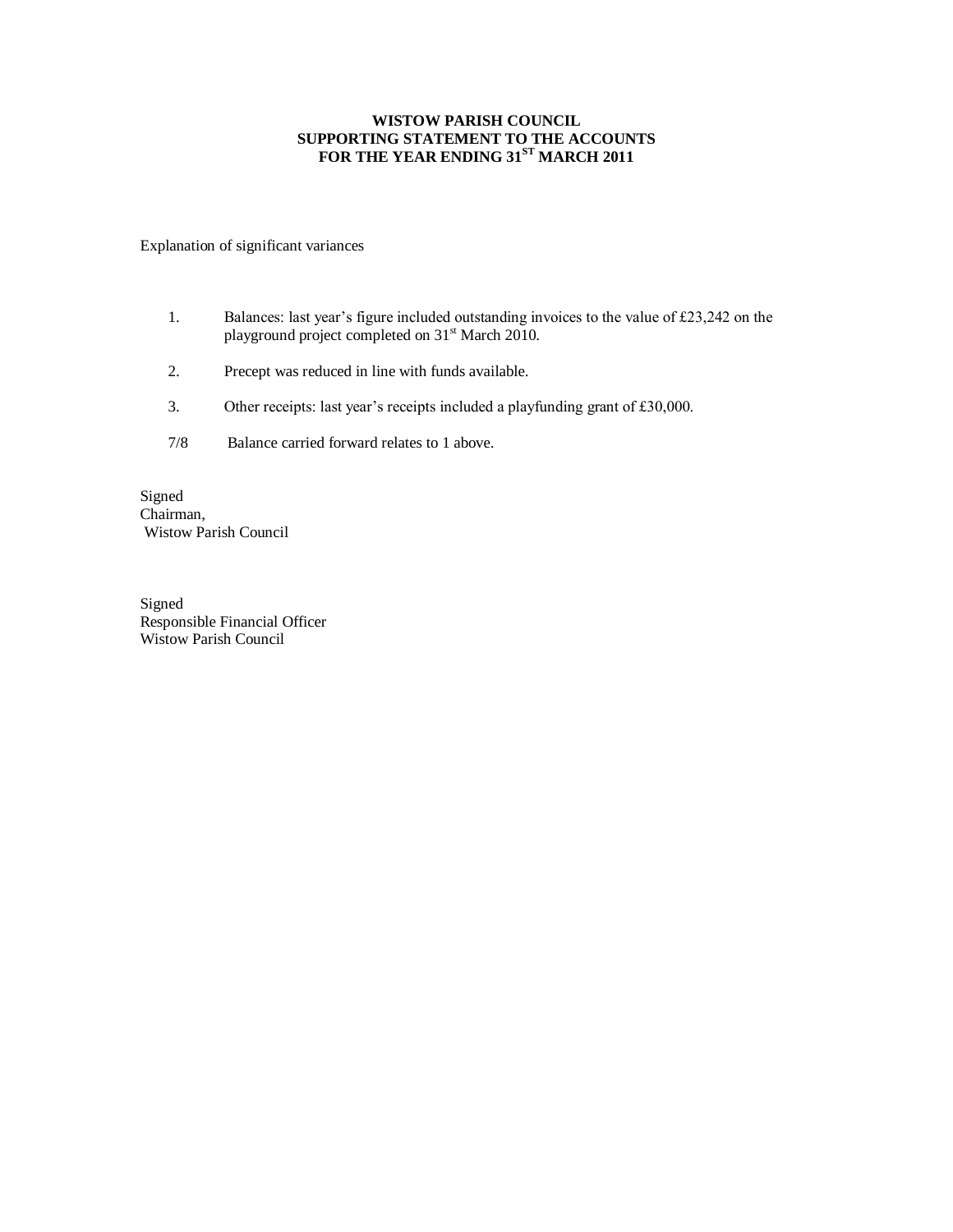**WISTOW PARISH COUNCIL**
**SUPPORTING STATEMENT TO THE ACCOUNTS**
**FOR THE YEAR ENDING 31ST MARCH 2011**

Explanation of significant variances

1. Balances: last year's figure included outstanding invoices to the value of £23,242 on the playground project completed on 31st March 2010.

2. Precept was reduced in line with funds available.

3. Other receipts: last year's receipts included a playfunding grant of £30,000.

7/8 Balance carried forward relates to 1 above.

Signed
Chairman,
Wistow Parish Council

Signed
Responsible Financial Officer
Wistow Parish Council